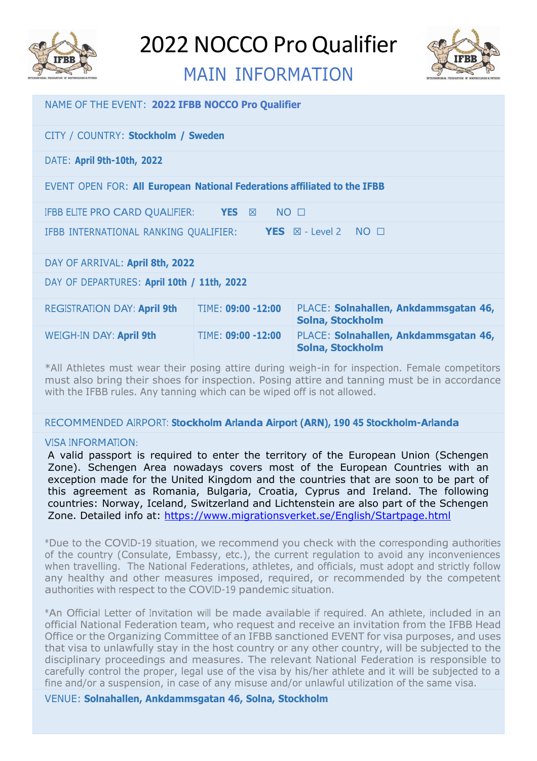# 2022 NOCCO Pro Qualifier

## MAIN INFORMATION

NAME OF THE EVENT: **2022 IFBB NOCCO Pro Qualifier**

CITY / COUNTRY: **Stockholm / Sweden**

DATE: **April 9th-10th, 2022**

EVENT OPEN FOR: **All European National Federations affiliated to the IFBB**

IFBB ELITE PRO CARD QUALIFIER: **YES** ☒ NO ☐

IFBB INTERNATIONAL RANKING QUALIFIER: **YES** ☒ - Level 2 NO ☐

DAY OF ARRIVAL: **April 8th, 2022**

DAY OF DEPARTURES: **April 10th / 11th, 2022**

| REGISTRATION DAY: **April 9th** | TIME: **09:00 -12:00** | PLACE: **Solnahallen, Ankdammsgatan 46, Solna, Stockholm** |
|---|---|---|
| WEIGH-IN DAY: **April 9th** | TIME: **09:00 -12:00** | PLACE: **Solnahallen, Ankdammsgatan 46, Solna, Stockholm** |

*All Athletes must wear their posing attire during weigh-in for inspection. Female competitors must also bring their shoes for inspection. Posing attire and tanning must be in accordance with the IFBB rules. Any tanning which can be wiped off is not allowed.

RECOMMENDED AIRPORT: **Stockholm Arlanda Airport (ARN), 190 45 Stockholm-Arlanda**

VISA INFORMATION:

A valid passport is required to enter the territory of the European Union (Schengen Zone). Schengen Area nowadays covers most of the European Countries with an exception made for the United Kingdom and the countries that are soon to be part of this agreement as Romania, Bulgaria, Croatia, Cyprus and Ireland. The following countries: Norway, Iceland, Switzerland and Lichtenstein are also part of the Schengen Zone. Detailed info at: https://www.migrationsverket.se/English/Startpage.html

*Due to the COVID-19 situation, we recommend you check with the corresponding authorities of the country (Consulate, Embassy, etc.), the current regulation to avoid any inconveniences when travelling. The National Federations, athletes, and officials, must adopt and strictly follow any healthy and other measures imposed, required, or recommended by the competent authorities with respect to the COVID-19 pandemic situation.

*An Official Letter of Invitation will be made available if required. An athlete, included in an official National Federation team, who request and receive an invitation from the IFBB Head Office or the Organizing Committee of an IFBB sanctioned EVENT for visa purposes, and uses that visa to unlawfully stay in the host country or any other country, will be subjected to the disciplinary proceedings and measures. The relevant National Federation is responsible to carefully control the proper, legal use of the visa by his/her athlete and it will be subjected to a fine and/or a suspension, in case of any misuse and/or unlawful utilization of the same visa.

VENUE: **Solnahallen, Ankdammsgatan 46, Solna, Stockholm**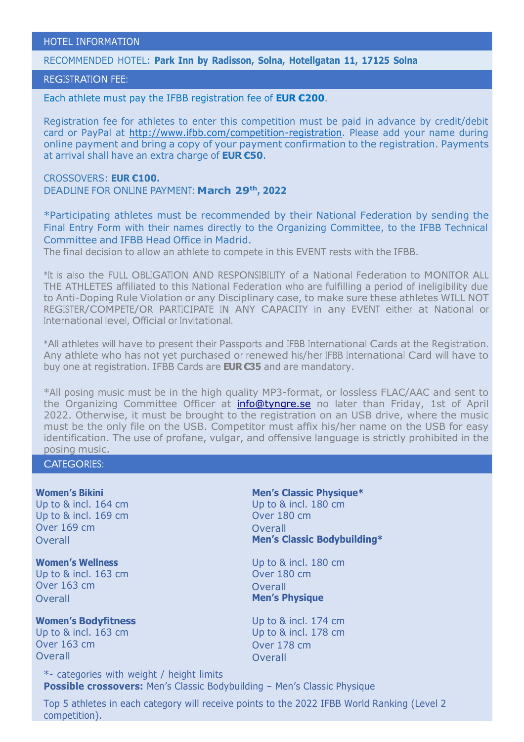## HOTEL INFORMATION

RECOMMENDED HOTEL: **Park Inn by Radisson, Solna, Hotellgatan 11, 17125 Solna**

## REGISTRATION FEE:

Each athlete must pay the IFBB registration fee of **EUR €200**.

Registration fee for athletes to enter this competition must be paid in advance by credit/debit card or PayPal at http://www.ifbb.com/competition-registration. Please add your name during online payment and bring a copy of your payment confirmation to the registration. Payments at arrival shall have an extra charge of **EUR €50**.

CROSSOVERS: **EUR €100.**
DEADLINE FOR ONLINE PAYMENT: **March 29th, 2022**

*Participating athletes must be recommended by their National Federation by sending the Final Entry Form with their names directly to the Organizing Committee, to the IFBB Technical Committee and IFBB Head Office in Madrid.
The final decision to allow an athlete to compete in this EVENT rests with the IFBB.

*It is also the FULL OBLIGATION AND RESPONSIBILITY of a National Federation to MONITOR ALL THE ATHLETES affiliated to this National Federation who are fulfilling a period of ineligibility due to Anti-Doping Rule Violation or any Disciplinary case, to make sure these athletes WILL NOT REGISTER/COMPETE/OR PARTICIPATE IN ANY CAPACITY in any EVENT either at National or International level, Official or Invitational.

*All athletes will have to present their Passports and IFBB International Cards at the Registration. Any athlete who has not yet purchased or renewed his/her IFBB International Card will have to buy one at registration. IFBB Cards are **EUR €35** and are mandatory.

*All posing music must be in the high quality MP3-format, or lossless FLAC/AAC and sent to the Organizing Committee Officer at info@tyngre.se no later than Friday, 1st of April 2022. Otherwise, it must be brought to the registration on an USB drive, where the music must be the only file on the USB. Competitor must affix his/her name on the USB for easy identification. The use of profane, vulgar, and offensive language is strictly prohibited in the posing music.

## CATEGORIES:

**Women's Bikini**
Up to & incl. 164 cm
Up to & incl. 169 cm
Over 169 cm
Overall

**Women's Wellness**
Up to & incl. 163 cm
Over 163 cm
Overall

**Women's Bodyfitness**
Up to & incl. 163 cm
Over 163 cm
Overall

**Men's Classic Physique***
Up to & incl. 180 cm
Over 180 cm
Overall

**Men's Classic Bodybuilding***
Up to & incl. 180 cm
Over 180 cm
Overall

**Men's Physique**
Up to & incl. 174 cm
Up to & incl. 178 cm
Over 178 cm
Overall

*- categories with weight / height limits
**Possible crossovers:** Men's Classic Bodybuilding – Men's Classic Physique

Top 5 athletes in each category will receive points to the 2022 IFBB World Ranking (Level 2 competition).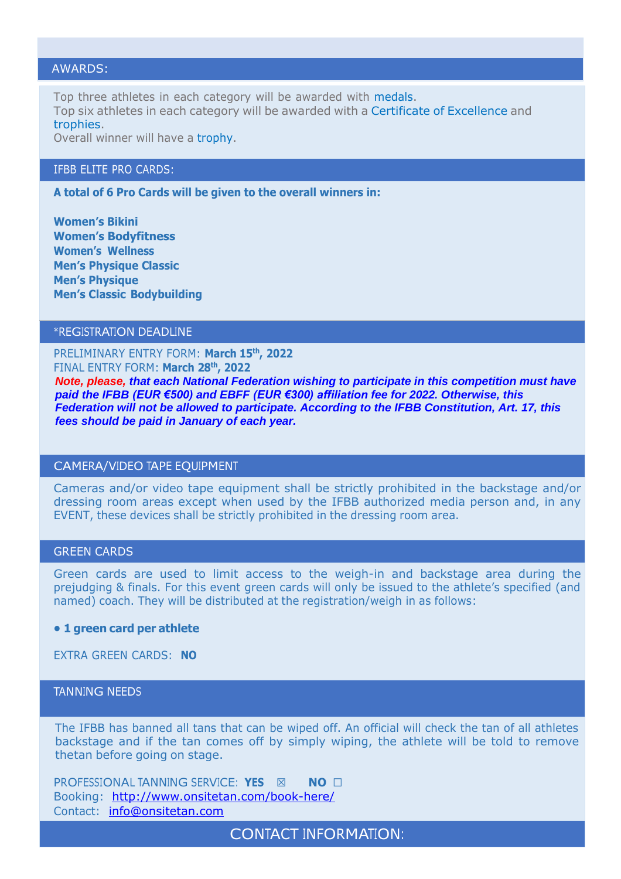## AWARDS:

Top three athletes in each category will be awarded with medals.
Top six athletes in each category will be awarded with a Certificate of Excellence and trophies.
Overall winner will have a trophy.

## IFBB ELITE PRO CARDS:

**A total of 6 Pro Cards will be given to the overall winners in:**

**Women's Bikini**
**Women's Bodyfitness**
**Women's Wellness**
**Men's Physique Classic**
**Men's Physique**
**Men's Classic Bodybuilding**

## *REGISTRATION DEADLINE

PRELIMINARY ENTRY FORM: **March 15th, 2022**
FINAL ENTRY FORM: **March 28th, 2022**
***Note, please, that each National Federation wishing to participate in this competition must have paid the IFBB (EUR €500) and EBFF (EUR €300) affiliation fee for 2022. Otherwise, this Federation will not be allowed to participate. According to the IFBB Constitution, Art. 17, this fees should be paid in January of each year.***

## CAMERA/VIDEO TAPE EQUIPMENT

Cameras and/or video tape equipment shall be strictly prohibited in the backstage and/or dressing room areas except when used by the IFBB authorized media person and, in any EVENT, these devices shall be strictly prohibited in the dressing room area.

## GREEN CARDS

Green cards are used to limit access to the weigh-in and backstage area during the prejudging & finals. For this event green cards will only be issued to the athlete's specified (and named) coach. They will be distributed at the registration/weigh in as follows:

- **1 green card per athlete**

EXTRA GREEN CARDS: **NO**

## TANNING NEEDS

The IFBB has banned all tans that can be wiped off. An official will check the tan of all athletes backstage and if the tan comes off by simply wiping, the athlete will be told to remove thetan before going on stage.

PROFESSIONAL TANNING SERVICE: **YES** ☒ **NO** ☐
Booking: http://www.onsitetan.com/book-here/
Contact: info@onsitetan.com

## CONTACT INFORMATION: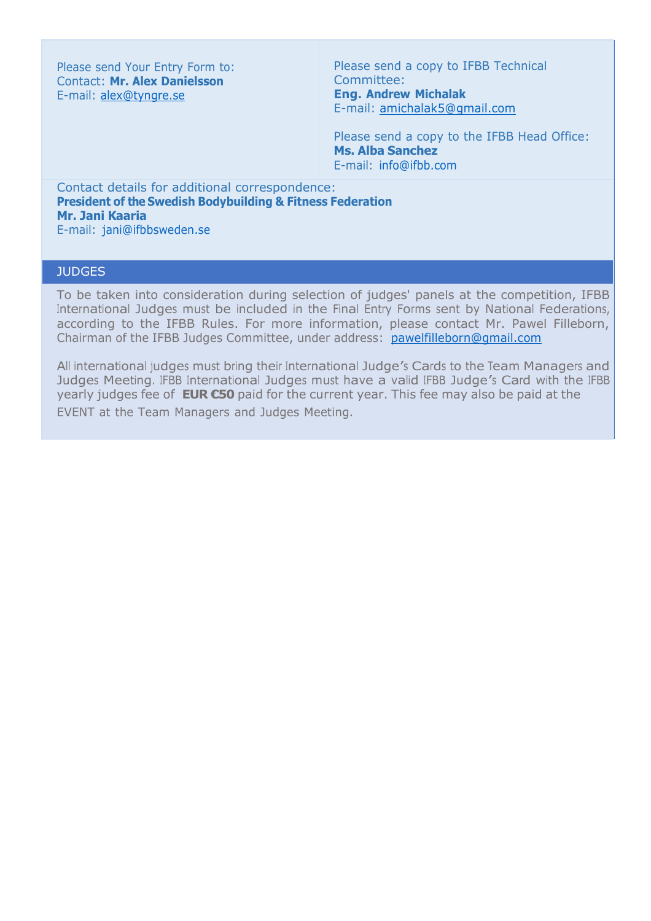Please send Your Entry Form to:
Contact: **Mr. Alex Danielsson**
E-mail: alex@tyngre.se

Please send a copy to IFBB Technical Committee:
**Eng. Andrew Michalak**
E-mail: amichalak5@gmail.com

Please send a copy to the IFBB Head Office:
**Ms. Alba Sanchez**
E-mail: info@ifbb.com

Contact details for additional correspondence:
**President of the Swedish Bodybuilding & Fitness Federation**
**Mr. Jani Kaaria**
E-mail: jani@ifbbsweden.se

## JUDGES

To be taken into consideration during selection of judges' panels at the competition, IFBB International Judges must be included in the Final Entry Forms sent by National Federations, according to the IFBB Rules. For more information, please contact Mr. Pawel Filleborn, Chairman of the IFBB Judges Committee, under address: pawelfilleborn@gmail.com

All international judges must bring their International Judge's Cards to the Team Managers and Judges Meeting. IFBB International Judges must have a valid IFBB Judge's Card with the IFBB yearly judges fee of **EUR €50** paid for the current year. This fee may also be paid at the EVENT at the Team Managers and Judges Meeting.